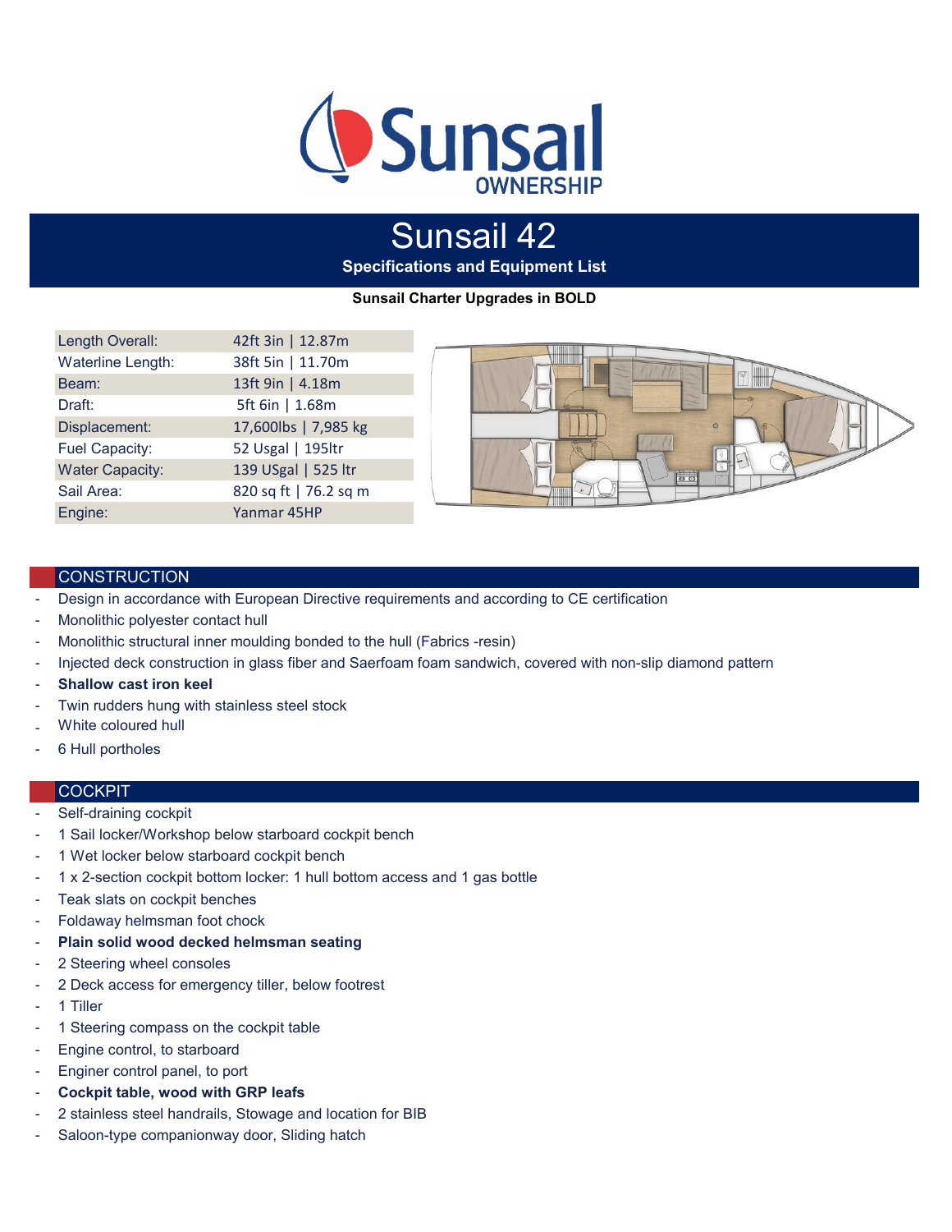# Sunsail 42

**Specifications and Equipment List**

**Sunsail Charter Upgrades in BOLD**

| | |
|---|---|
| Length Overall: | 42ft 3in \| 12.87m |
| Waterline Length: | 38ft 5in \| 11.70m |
| Beam: | 13ft 9in \| 4.18m |
| Draft: | 5ft 6in \| 1.68m |
| Displacement: | 17,600lbs \| 7,985 kg |
| Fuel Capacity: | 52 Usgal \| 195ltr |
| Water Capacity: | 139 USgal \| 525 ltr |
| Sail Area: | 820 sq ft \| 76.2 sq m |
| Engine: | Yanmar 45HP |

## CONSTRUCTION

- Design in accordance with European Directive requirements and according to CE certification
- Monolithic polyester contact hull
- Monolithic structural inner moulding bonded to the hull (Fabrics -resin)
- Injected deck construction in glass fiber and Saerfoam foam sandwich, covered with non-slip diamond pattern
- **Shallow cast iron keel**
- Twin rudders hung with stainless steel stock
- White coloured hull
- 6 Hull portholes

## COCKPIT

- Self-draining cockpit
- 1 Sail locker/Workshop below starboard cockpit bench
- 1 Wet locker below starboard cockpit bench
- 1 x 2-section cockpit bottom locker: 1 hull bottom access and 1 gas bottle
- Teak slats on cockpit benches
- Foldaway helmsman foot chock
- **Plain solid wood decked helmsman seating**
- 2 Steering wheel consoles
- 2 Deck access for emergency tiller, below footrest
- 1 Tiller
- 1 Steering compass on the cockpit table
- Engine control, to starboard
- Enginer control panel, to port
- **Cockpit table, wood with GRP leafs**
- 2 stainless steel handrails, Stowage and location for BIB
- Saloon-type companionway door, Sliding hatch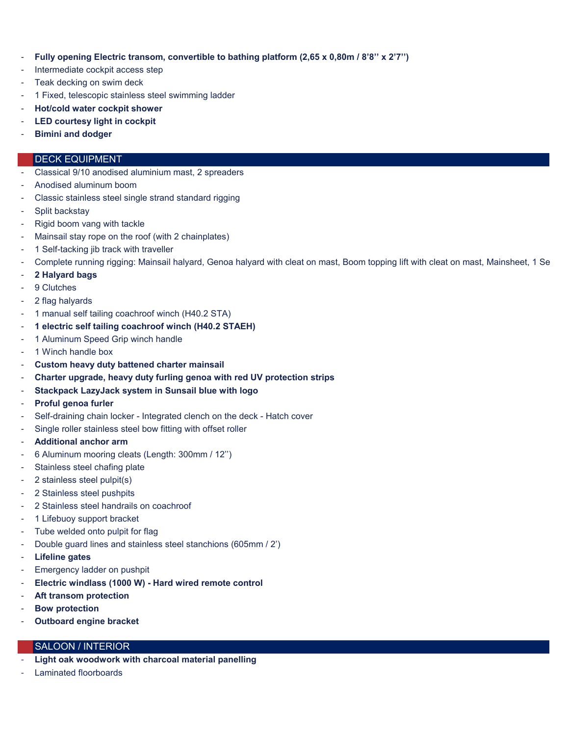- **Fully opening Electric transom, convertible to bathing platform (2,65 x 0,80m / 8'8'' x 2'7'')**
- Intermediate cockpit access step
- Teak decking on swim deck
- 1 Fixed, telescopic stainless steel swimming ladder
- **Hot/cold water cockpit shower**
- **LED courtesy light in cockpit**
- **Bimini and dodger**

## DECK EQUIPMENT

- Classical 9/10 anodised aluminium mast, 2 spreaders
- Anodised aluminum boom
- Classic stainless steel single strand standard rigging
- Split backstay
- Rigid boom vang with tackle
- Mainsail stay rope on the roof (with 2 chainplates)
- 1 Self-tacking jib track with traveller
- Complete running rigging: Mainsail halyard, Genoa halyard with cleat on mast, Boom topping lift with cleat on mast, Mainsheet, 1 Se
- **2 Halyard bags**
- 9 Clutches
- 2 flag halyards
- 1 manual self tailing coachroof winch (H40.2 STA)
- **1 electric self tailing coachroof winch (H40.2 STAEH)**
- 1 Aluminum Speed Grip winch handle
- 1 Winch handle box
- **Custom heavy duty battened charter mainsail**
- **Charter upgrade, heavy duty furling genoa with red UV protection strips**
- **Stackpack LazyJack system in Sunsail blue with logo**
- **Proful genoa furler**
- Self-draining chain locker - Integrated clench on the deck - Hatch cover
- Single roller stainless steel bow fitting with offset roller
- **Additional anchor arm**
- 6 Aluminum mooring cleats (Length: 300mm / 12'')
- Stainless steel chafing plate
- 2 stainless steel pulpit(s)
- 2 Stainless steel pushpits
- 2 Stainless steel handrails on coachroof
- 1 Lifebuoy support bracket
- Tube welded onto pulpit for flag
- Double guard lines and stainless steel stanchions (605mm / 2')
- **Lifeline gates**
- Emergency ladder on pushpit
- **Electric windlass (1000 W) - Hard wired remote control**
- **Aft transom protection**
- **Bow protection**
- **Outboard engine bracket**

## SALOON / INTERIOR

- **Light oak woodwork with charcoal material panelling**
- Laminated floorboards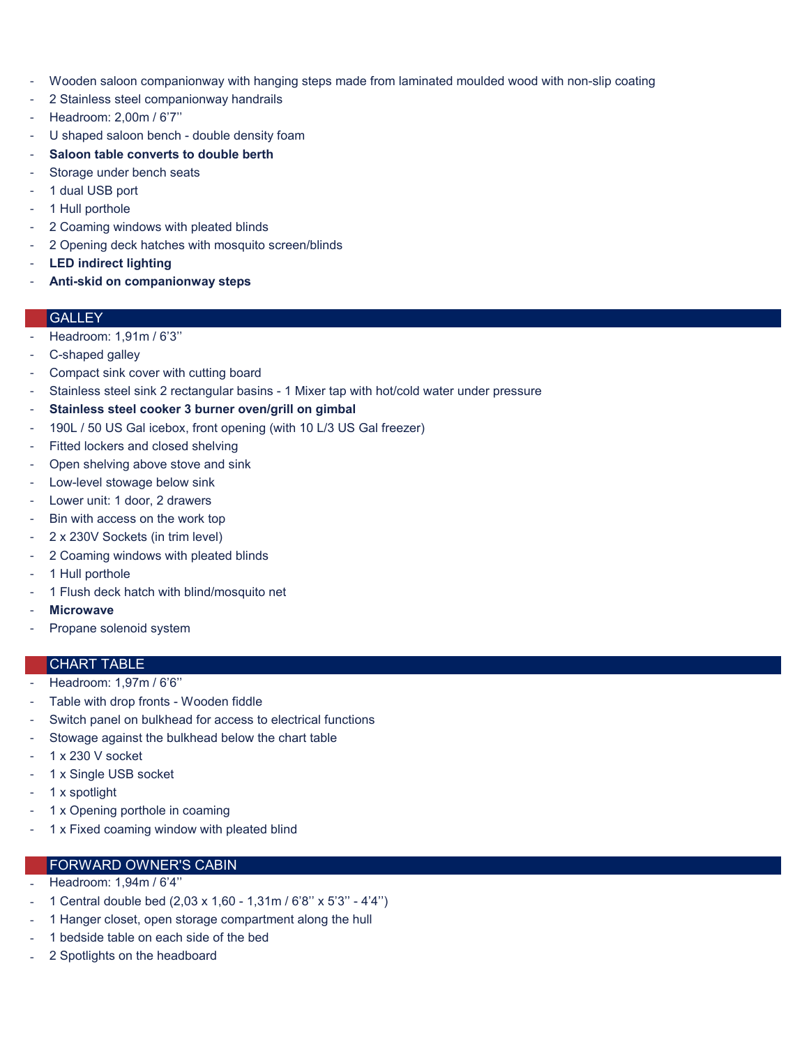- Wooden saloon companionway with hanging steps made from laminated moulded wood with non-slip coating
- 2 Stainless steel companionway handrails
- Headroom: 2,00m / 6'7''
- U shaped saloon bench - double density foam
- **Saloon table converts to double berth**
- Storage under bench seats
- 1 dual USB port
- 1 Hull porthole
- 2 Coaming windows with pleated blinds
- 2 Opening deck hatches with mosquito screen/blinds
- **LED indirect lighting**
- **Anti-skid on companionway steps**

## GALLEY

- Headroom: 1,91m / 6'3''
- C-shaped galley
- Compact sink cover with cutting board
- Stainless steel sink 2 rectangular basins - 1 Mixer tap with hot/cold water under pressure
- **Stainless steel cooker 3 burner oven/grill on gimbal**
- 190L / 50 US Gal icebox, front opening (with 10 L/3 US Gal freezer)
- Fitted lockers and closed shelving
- Open shelving above stove and sink
- Low-level stowage below sink
- Lower unit: 1 door, 2 drawers
- Bin with access on the work top
- 2 x 230V Sockets (in trim level)
- 2 Coaming windows with pleated blinds
- 1 Hull porthole
- 1 Flush deck hatch with blind/mosquito net
- **Microwave**
- Propane solenoid system

## CHART TABLE

- Headroom: 1,97m / 6'6''
- Table with drop fronts - Wooden fiddle
- Switch panel on bulkhead for access to electrical functions
- Stowage against the bulkhead below the chart table
- 1 x 230 V socket
- 1 x Single USB socket
- 1 x spotlight
- 1 x Opening porthole in coaming
- 1 x Fixed coaming window with pleated blind

## FORWARD OWNER'S CABIN

- Headroom: 1,94m / 6'4''
- 1 Central double bed (2,03 x 1,60 - 1,31m / 6'8'' x 5'3'' - 4'4'')
- 1 Hanger closet, open storage compartment along the hull
- 1 bedside table on each side of the bed
- 2 Spotlights on the headboard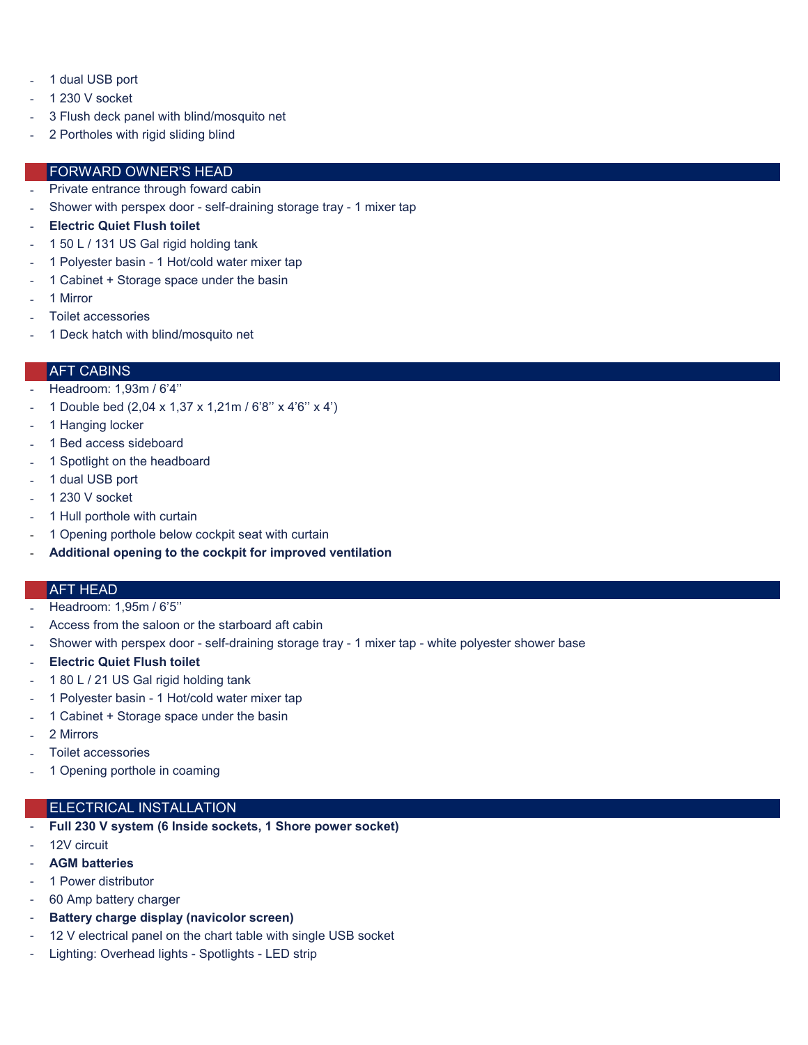- 1 dual USB port
- 1 230 V socket
- 3 Flush deck panel with blind/mosquito net
- 2 Portholes with rigid sliding blind

## FORWARD OWNER'S HEAD

- Private entrance through foward cabin
- Shower with perspex door - self-draining storage tray - 1 mixer tap
- **Electric Quiet Flush toilet**
- 1 50 L / 131 US Gal rigid holding tank
- 1 Polyester basin - 1 Hot/cold water mixer tap
- 1 Cabinet + Storage space under the basin
- 1 Mirror
- Toilet accessories
- 1 Deck hatch with blind/mosquito net

## AFT CABINS

- Headroom: 1,93m / 6'4''
- 1 Double bed (2,04 x 1,37 x 1,21m / 6'8'' x 4'6'' x 4')
- 1 Hanging locker
- 1 Bed access sideboard
- 1 Spotlight on the headboard
- 1 dual USB port
- 1 230 V socket
- 1 Hull porthole with curtain
- 1 Opening porthole below cockpit seat with curtain
- **Additional opening to the cockpit for improved ventilation**

## AFT HEAD

- Headroom: 1,95m / 6'5''
- Access from the saloon or the starboard aft cabin
- Shower with perspex door - self-draining storage tray - 1 mixer tap - white polyester shower base
- **Electric Quiet Flush toilet**
- 1 80 L / 21 US Gal rigid holding tank
- 1 Polyester basin - 1 Hot/cold water mixer tap
- 1 Cabinet + Storage space under the basin
- 2 Mirrors
- Toilet accessories
- 1 Opening porthole in coaming

## ELECTRICAL INSTALLATION

- **Full 230 V system (6 Inside sockets, 1 Shore power socket)**
- 12V circuit
- **AGM batteries**
- 1 Power distributor
- 60 Amp battery charger
- **Battery charge display (navicolor screen)**
- 12 V electrical panel on the chart table with single USB socket
- Lighting: Overhead lights - Spotlights - LED strip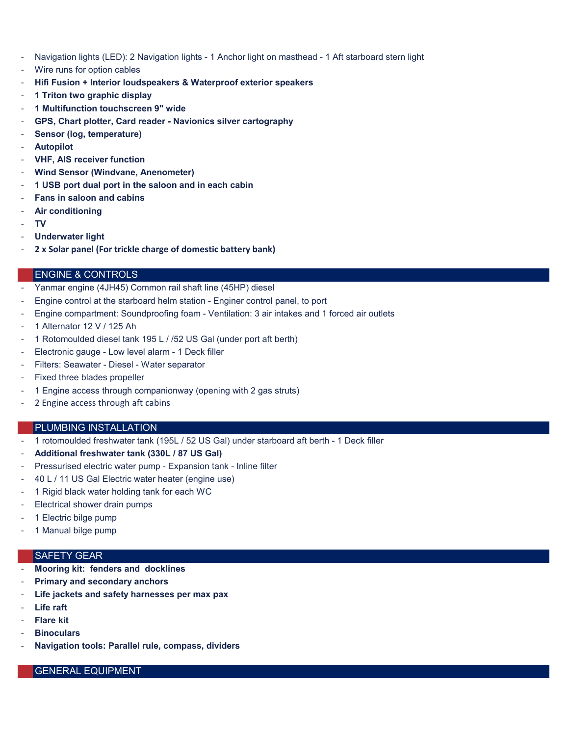- Navigation lights (LED): 2 Navigation lights - 1 Anchor light on masthead - 1 Aft starboard stern light
- Wire runs for option cables
- **Hifi Fusion + Interior loudspeakers & Waterproof exterior speakers**
- **1 Triton two graphic display**
- **1 Multifunction touchscreen 9" wide**
- **GPS, Chart plotter, Card reader - Navionics silver cartography**
- **Sensor (log, temperature)**
- **Autopilot**
- **VHF, AIS receiver function**
- **Wind Sensor (Windvane, Anenometer)**
- **1 USB port dual port in the saloon and in each cabin**
- **Fans in saloon and cabins**
- **Air conditioning**
- **TV**
- **Underwater light**
- **2 x Solar panel (For trickle charge of domestic battery bank)**

## ENGINE & CONTROLS

- Yanmar engine (4JH45) Common rail shaft line (45HP) diesel
- Engine control at the starboard helm station - Enginer control panel, to port
- Engine compartment: Soundproofing foam - Ventilation: 3 air intakes and 1 forced air outlets
- 1 Alternator 12 V / 125 Ah
- 1 Rotomoulded diesel tank 195 L / /52 US Gal (under port aft berth)
- Electronic gauge - Low level alarm - 1 Deck filler
- Filters: Seawater - Diesel - Water separator
- Fixed three blades propeller
- 1 Engine access through companionway (opening with 2 gas struts)
- 2 Engine access through aft cabins

## PLUMBING INSTALLATION

- 1 rotomoulded freshwater tank (195L / 52 US Gal) under starboard aft berth - 1 Deck filler
- **Additional freshwater tank (330L / 87 US Gal)**
- Pressurised electric water pump - Expansion tank - Inline filter
- 40 L / 11 US Gal Electric water heater (engine use)
- 1 Rigid black water holding tank for each WC
- Electrical shower drain pumps
- 1 Electric bilge pump
- 1 Manual bilge pump

## SAFETY GEAR

- **Mooring kit: fenders and docklines**
- **Primary and secondary anchors**
- **Life jackets and safety harnesses per max pax**
- **Life raft**
- **Flare kit**
- **Binoculars**
- **Navigation tools: Parallel rule, compass, dividers**

## GENERAL EQUIPMENT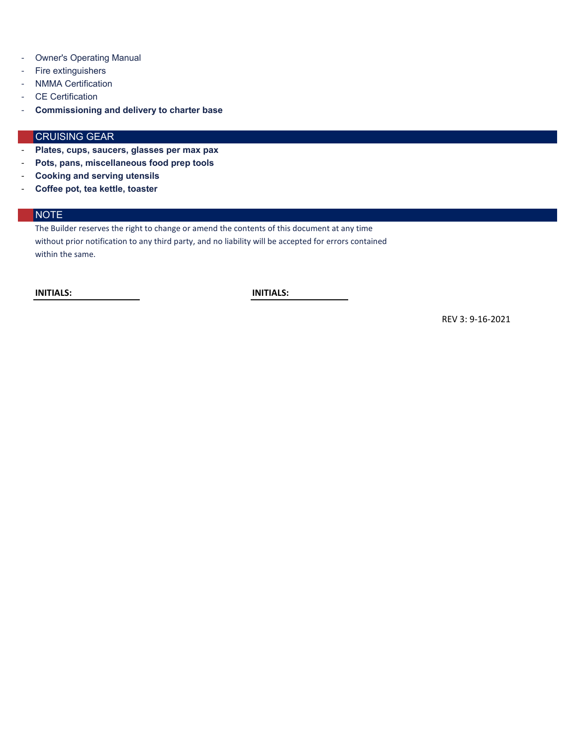- Owner's Operating Manual
- Fire extinguishers
- NMMA Certification
- CE Certification
- **Commissioning and delivery to charter base**

## CRUISING GEAR

- **Plates, cups, saucers, glasses per max pax**
- **Pots, pans, miscellaneous food prep tools**
- **Cooking and serving utensils**
- **Coffee pot, tea kettle, toaster**

## NOTE

The Builder reserves the right to change or amend the contents of this document at any time without prior notification to any third party, and no liability will be accepted for errors contained within the same.

**INITIALS:** ____________  **INITIALS:** ____________

REV 3: 9-16-2021